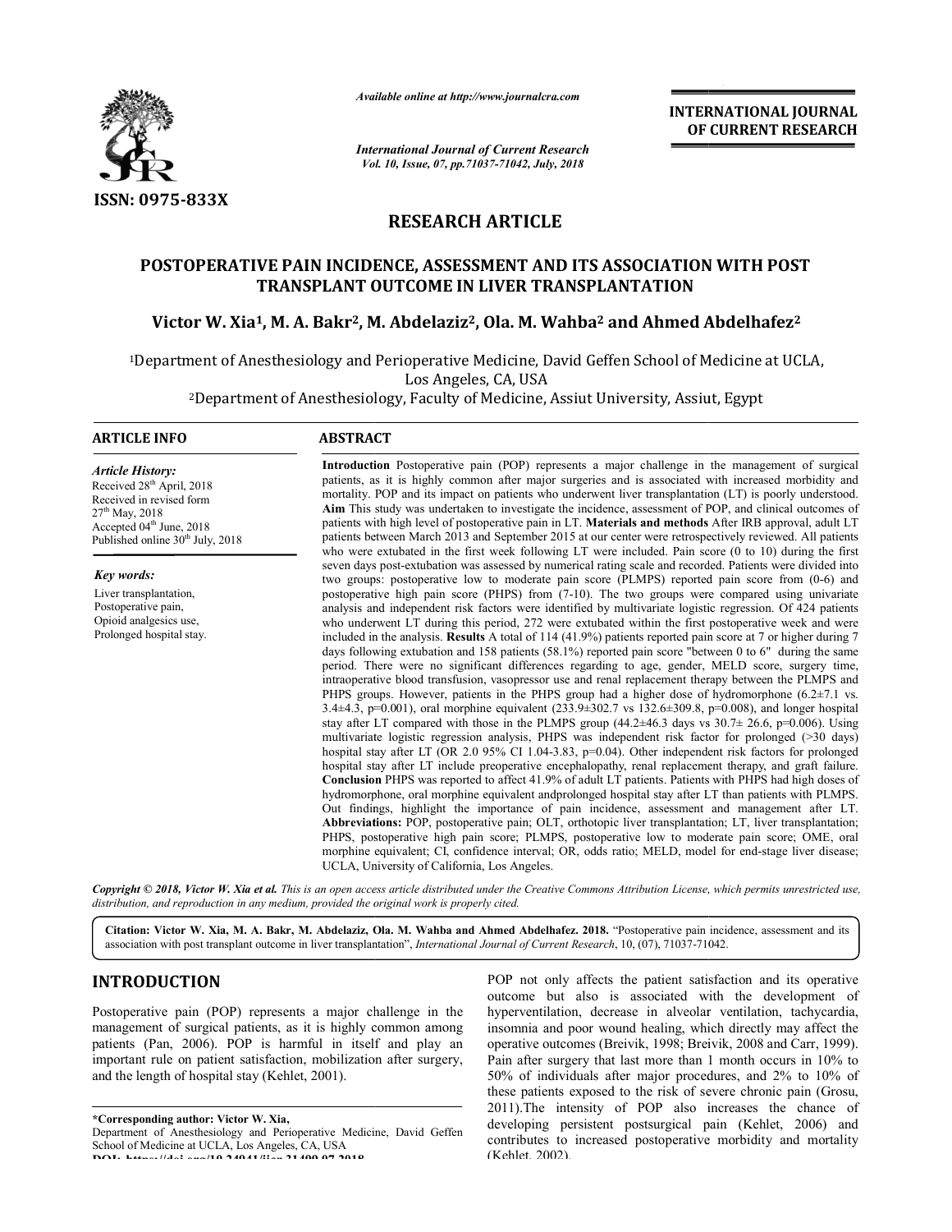*Available online at http://www.journalcra.com*

*International Journal of Current Research*
*Vol. 10, Issue, 07, pp.71037-71042, July, 2018*

**INTERNATIONAL JOURNAL OF CURRENT RESEARCH**

**ISSN: 0975-833X**

# RESEARCH ARTICLE

## POSTOPERATIVE PAIN INCIDENCE, ASSESSMENT AND ITS ASSOCIATION WITH POST TRANSPLANT OUTCOME IN LIVER TRANSPLANTATION

**Victor W. Xia[1], M. A. Bakr[2], M. Abdelaziz[2], Ola. M. Wahba[2] and Ahmed Abdelhafez[2]**

[1]Department of Anesthesiology and Perioperative Medicine, David Geffen School of Medicine at UCLA, Los Angeles, CA, USA

[2]Department of Anesthesiology, Faculty of Medicine, Assiut University, Assiut, Egypt

### ARTICLE INFO

***Article History:***

Received 28th April, 2018
Received in revised form 27th May, 2018
Accepted 04th June, 2018
Published online 30th July, 2018

***Key words:***

Liver transplantation, Postoperative pain, Opioid analgesics use, Prolonged hospital stay.

### ABSTRACT

**Introduction** Postoperative pain (POP) represents a major challenge in the management of surgical patients, as it is highly common after major surgeries and is associated with increased morbidity and mortality. POP and its impact on patients who underwent liver transplantation (LT) is poorly understood. **Aim** This study was undertaken to investigate the incidence, assessment of POP, and clinical outcomes of patients with high level of postoperative pain in LT. **Materials and methods** After IRB approval, adult LT patients between March 2013 and September 2015 at our center were retrospectively reviewed. All patients who were extubated in the first week following LT were included. Pain score (0 to 10) during the first seven days post-extubation was assessed by numerical rating scale and recorded. Patients were divided into two groups: postoperative low to moderate pain score (PLMPS) reported pain score from (0-6) and postoperative high pain score (PHPS) from (7-10). The two groups were compared using univariate analysis and independent risk factors were identified by multivariate logistic regression. Of 424 patients who underwent LT during this period, 272 were extubated within the first postoperative week and were included in the analysis. **Results** A total of 114 (41.9%) patients reported pain score at 7 or higher during 7 days following extubation and 158 patients (58.1%) reported pain score "between 0 to 6" during the same period. There were no significant differences regarding to age, gender, MELD score, surgery time, intraoperative blood transfusion, vasopressor use and renal replacement therapy between the PLMPS and PHPS groups. However, patients in the PHPS group had a higher dose of hydromorphone (6.2±7.1 vs. 3.4±4.3, p=0.001), oral morphine equivalent (233.9±302.7 vs 132.6±309.8, p=0.008), and longer hospital stay after LT compared with those in the PLMPS group (44.2±46.3 days vs 30.7± 26.6, p=0.006). Using multivariate logistic regression analysis, PHPS was independent risk factor for prolonged (>30 days) hospital stay after LT (OR 2.0 95% CI 1.04-3.83, p=0.04). Other independent risk factors for prolonged hospital stay after LT include preoperative encephalopathy, renal replacement therapy, and graft failure. **Conclusion** PHPS was reported to affect 41.9% of adult LT patients. Patients with PHPS had high doses of hydromorphone, oral morphine equivalent andprolonged hospital stay after LT than patients with PLMPS. Out findings, highlight the importance of pain incidence, assessment and management after LT. **Abbreviations:** POP, postoperative pain; OLT, orthotopic liver transplantation; LT, liver transplantation; PHPS, postoperative high pain score; PLMPS, postoperative low to moderate pain score; OME, oral morphine equivalent; CI, confidence interval; OR, odds ratio; MELD, model for end-stage liver disease; UCLA, University of California, Los Angeles.

*Copyright © 2018, Victor W. Xia et al. This is an open access article distributed under the Creative Commons Attribution License, which permits unrestricted use, distribution, and reproduction in any medium, provided the original work is properly cited.*

**Citation: Victor W. Xia, M. A. Bakr, M. Abdelaziz, Ola. M. Wahba and Ahmed Abdelhafez. 2018.** "Postoperative pain incidence, assessment and its association with post transplant outcome in liver transplantation", *International Journal of Current Research*, 10, (07), 71037-71042.

# INTRODUCTION

Postoperative pain (POP) represents a major challenge in the management of surgical patients, as it is highly common among patients (Pan, 2006). POP is harmful in itself and play an important rule on patient satisfaction, mobilization after surgery, and the length of hospital stay (Kehlet, 2001).

POP not only affects the patient satisfaction and its operative outcome but also is associated with the development of hyperventilation, decrease in alveolar ventilation, tachycardia, insomnia and poor wound healing, which directly may affect the operative outcomes (Breivik, 1998; Breivik, 2008 and Carr, 1999). Pain after surgery that last more than 1 month occurs in 10% to 50% of individuals after major procedures, and 2% to 10% of these patients exposed to the risk of severe chronic pain (Grosu, 2011).The intensity of POP also increases the chance of developing persistent postsurgical pain (Kehlet, 2006) and contributes to increased postoperative morbidity and mortality (Kehlet, 2002).

**\*Corresponding author: Victor W. Xia,**
Department of Anesthesiology and Perioperative Medicine, David Geffen School of Medicine at UCLA, Los Angeles, CA, USA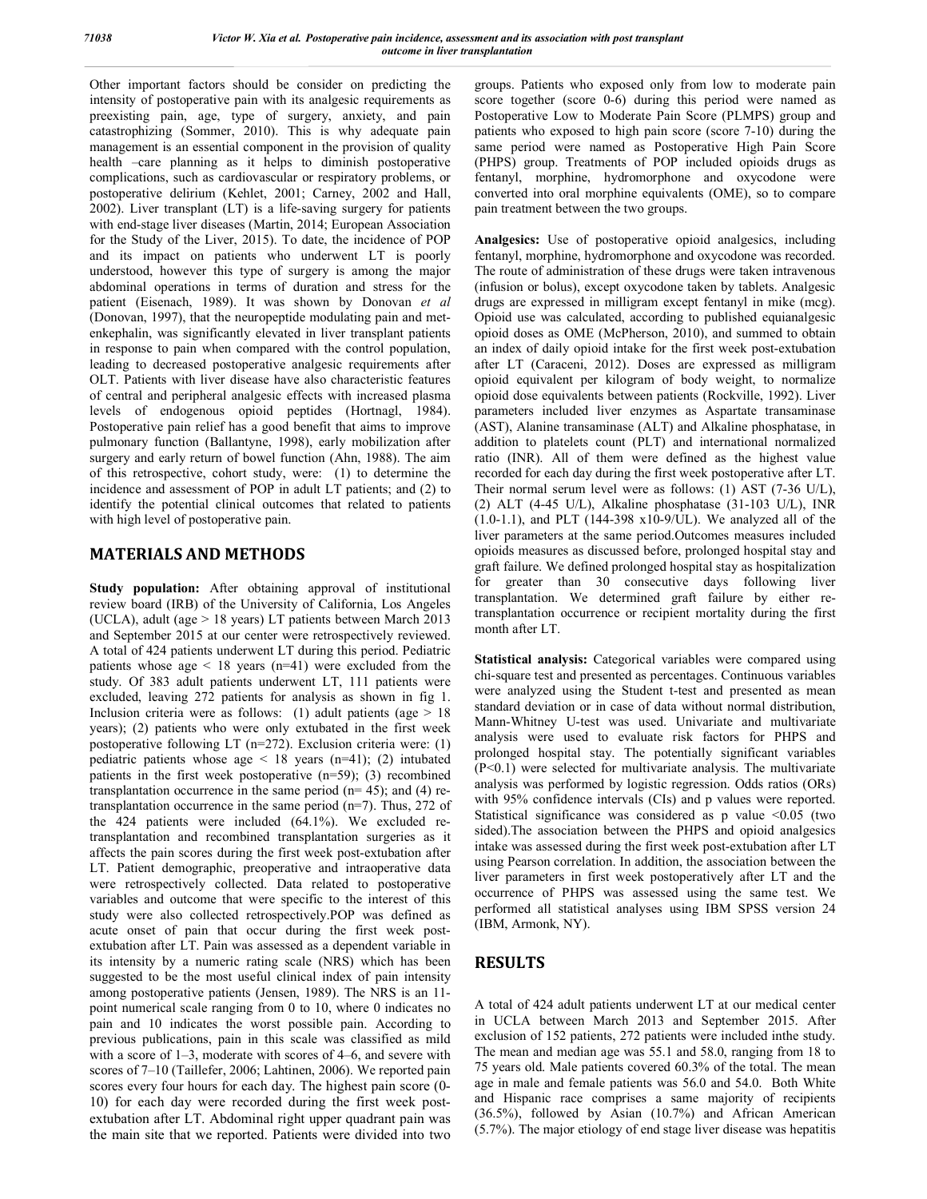Other important factors should be consider on predicting the intensity of postoperative pain with its analgesic requirements as preexisting pain, age, type of surgery, anxiety, and pain catastrophizing (Sommer, 2010). This is why adequate pain management is an essential component in the provision of quality health –care planning as it helps to diminish postoperative complications, such as cardiovascular or respiratory problems, or postoperative delirium (Kehlet, 2001; Carney, 2002 and Hall, 2002). Liver transplant (LT) is a life-saving surgery for patients with end-stage liver diseases (Martin, 2014; European Association for the Study of the Liver, 2015). To date, the incidence of POP and its impact on patients who underwent LT is poorly understood, however this type of surgery is among the major abdominal operations in terms of duration and stress for the patient (Eisenach, 1989). It was shown by Donovan *et al* (Donovan, 1997), that the neuropeptide modulating pain and met-enkephalin, was significantly elevated in liver transplant patients in response to pain when compared with the control population, leading to decreased postoperative analgesic requirements after OLT. Patients with liver disease have also characteristic features of central and peripheral analgesic effects with increased plasma levels of endogenous opioid peptides (Hortnagl, 1984). Postoperative pain relief has a good benefit that aims to improve pulmonary function (Ballantyne, 1998), early mobilization after surgery and early return of bowel function (Ahn, 1988). The aim of this retrospective, cohort study, were: (1) to determine the incidence and assessment of POP in adult LT patients; and (2) to identify the potential clinical outcomes that related to patients with high level of postoperative pain.

## MATERIALS AND METHODS

**Study population:** After obtaining approval of institutional review board (IRB) of the University of California, Los Angeles (UCLA), adult (age > 18 years) LT patients between March 2013 and September 2015 at our center were retrospectively reviewed. A total of 424 patients underwent LT during this period. Pediatric patients whose age < 18 years (n=41) were excluded from the study. Of 383 adult patients underwent LT, 111 patients were excluded, leaving 272 patients for analysis as shown in fig 1. Inclusion criteria were as follows: (1) adult patients (age > 18 years); (2) patients who were only extubated in the first week postoperative following LT (n=272). Exclusion criteria were: (1) pediatric patients whose age < 18 years (n=41); (2) intubated patients in the first week postoperative (n=59); (3) recombined transplantation occurrence in the same period (n= 45); and (4) re-transplantation occurrence in the same period (n=7). Thus, 272 of the 424 patients were included (64.1%). We excluded re-transplantation and recombined transplantation surgeries as it affects the pain scores during the first week post-extubation after LT. Patient demographic, preoperative and intraoperative data were retrospectively collected. Data related to postoperative variables and outcome that were specific to the interest of this study were also collected retrospectively.POP was defined as acute onset of pain that occur during the first week post-extubation after LT. Pain was assessed as a dependent variable in its intensity by a numeric rating scale (NRS) which has been suggested to be the most useful clinical index of pain intensity among postoperative patients (Jensen, 1989). The NRS is an 11-point numerical scale ranging from 0 to 10, where 0 indicates no pain and 10 indicates the worst possible pain. According to previous publications, pain in this scale was classified as mild with a score of 1–3, moderate with scores of 4–6, and severe with scores of 7–10 (Taillefer, 2006; Lahtinen, 2006). We reported pain scores every four hours for each day. The highest pain score (0-10) for each day were recorded during the first week post-extubation after LT. Abdominal right upper quadrant pain was the main site that we reported. Patients were divided into two groups. Patients who exposed only from low to moderate pain score together (score 0-6) during this period were named as Postoperative Low to Moderate Pain Score (PLMPS) group and patients who exposed to high pain score (score 7-10) during the same period were named as Postoperative High Pain Score (PHPS) group. Treatments of POP included opioids drugs as fentanyl, morphine, hydromorphone and oxycodone were converted into oral morphine equivalents (OME), so to compare pain treatment between the two groups.

**Analgesics:** Use of postoperative opioid analgesics, including fentanyl, morphine, hydromorphone and oxycodone was recorded. The route of administration of these drugs were taken intravenous (infusion or bolus), except oxycodone taken by tablets. Analgesic drugs are expressed in milligram except fentanyl in mike (mcg). Opioid use was calculated, according to published equianalgesic opioid doses as OME (McPherson, 2010), and summed to obtain an index of daily opioid intake for the first week post-extubation after LT (Caraceni, 2012). Doses are expressed as milligram opioid equivalent per kilogram of body weight, to normalize opioid dose equivalents between patients (Rockville, 1992). Liver parameters included liver enzymes as Aspartate transaminase (AST), Alanine transaminase (ALT) and Alkaline phosphatase, in addition to platelets count (PLT) and international normalized ratio (INR). All of them were defined as the highest value recorded for each day during the first week postoperative after LT. Their normal serum level were as follows: (1) AST (7-36 U/L), (2) ALT (4-45 U/L), Alkaline phosphatase (31-103 U/L), INR (1.0-1.1), and PLT (144-398 x10-9/UL). We analyzed all of the liver parameters at the same period.Outcomes measures included opioids measures as discussed before, prolonged hospital stay and graft failure. We defined prolonged hospital stay as hospitalization for greater than 30 consecutive days following liver transplantation. We determined graft failure by either re-transplantation occurrence or recipient mortality during the first month after LT.

**Statistical analysis:** Categorical variables were compared using chi-square test and presented as percentages. Continuous variables were analyzed using the Student t-test and presented as mean standard deviation or in case of data without normal distribution, Mann-Whitney U-test was used. Univariate and multivariate analysis were used to evaluate risk factors for PHPS and prolonged hospital stay. The potentially significant variables ($P<0.1$) were selected for multivariate analysis. The multivariate analysis was performed by logistic regression. Odds ratios (ORs) with 95% confidence intervals (CIs) and p values were reported. Statistical significance was considered as p value <0.05 (two sided).The association between the PHPS and opioid analgesics intake was assessed during the first week post-extubation after LT using Pearson correlation. In addition, the association between the liver parameters in first week postoperatively after LT and the occurrence of PHPS was assessed using the same test. We performed all statistical analyses using IBM SPSS version 24 (IBM, Armonk, NY).

## RESULTS

A total of 424 adult patients underwent LT at our medical center in UCLA between March 2013 and September 2015. After exclusion of 152 patients, 272 patients were included inthe study. The mean and median age was 55.1 and 58.0, ranging from 18 to 75 years old. Male patients covered 60.3% of the total. The mean age in male and female patients was 56.0 and 54.0. Both White and Hispanic race comprises a same majority of recipients (36.5%), followed by Asian (10.7%) and African American (5.7%). The major etiology of end stage liver disease was hepatitis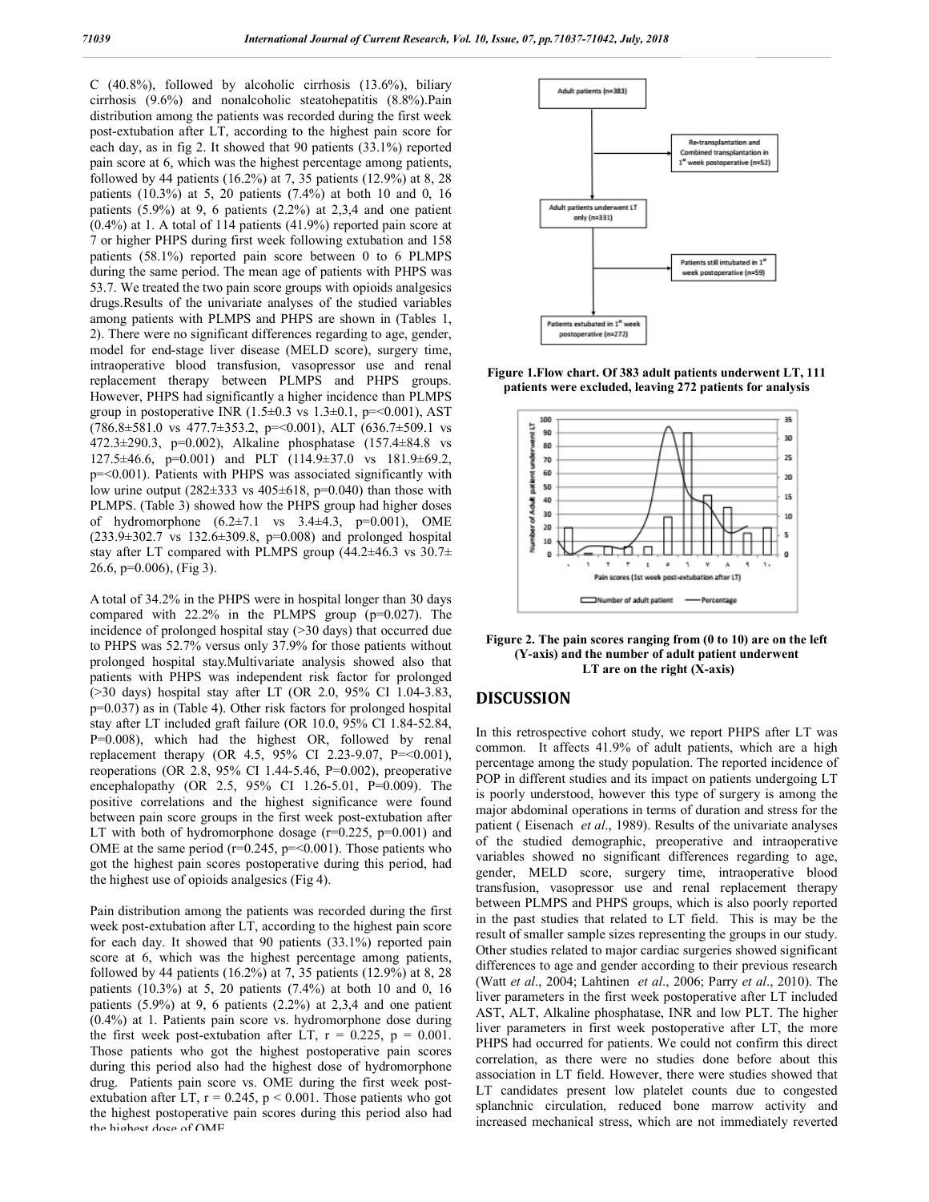C (40.8%), followed by alcoholic cirrhosis (13.6%), biliary cirrhosis (9.6%) and nonalcoholic steatohepatitis (8.8%).Pain distribution among the patients was recorded during the first week post-extubation after LT, according to the highest pain score for each day, as in fig 2. It showed that 90 patients (33.1%) reported pain score at 6, which was the highest percentage among patients, followed by 44 patients (16.2%) at 7, 35 patients (12.9%) at 8, 28 patients (10.3%) at 5, 20 patients (7.4%) at both 10 and 0, 16 patients (5.9%) at 9, 6 patients (2.2%) at 2,3,4 and one patient (0.4%) at 1. A total of 114 patients (41.9%) reported pain score at 7 or higher PHPS during first week following extubation and 158 patients (58.1%) reported pain score between 0 to 6 PLMPS during the same period. The mean age of patients with PHPS was 53.7. We treated the two pain score groups with opioids analgesics drugs.Results of the univariate analyses of the studied variables among patients with PLMPS and PHPS are shown in (Tables 1, 2). There were no significant differences regarding to age, gender, model for end-stage liver disease (MELD score), surgery time, intraoperative blood transfusion, vasopressor use and renal replacement therapy between PLMPS and PHPS groups. However, PHPS had significantly a higher incidence than PLMPS group in postoperative INR (1.5±0.3 vs 1.3±0.1, p=<0.001), AST (786.8±581.0 vs 477.7±353.2, p=<0.001), ALT (636.7±509.1 vs 472.3±290.3, p=0.002), Alkaline phosphatase (157.4±84.8 vs 127.5±46.6, p=0.001) and PLT (114.9±37.0 vs 181.9±69.2, p=<0.001). Patients with PHPS was associated significantly with low urine output (282±333 vs 405±618, p=0.040) than those with PLMPS. (Table 3) showed how the PHPS group had higher doses of hydromorphone (6.2±7.1 vs 3.4±4.3, p=0.001), OME (233.9±302.7 vs 132.6±309.8, p=0.008) and prolonged hospital stay after LT compared with PLMPS group (44.2±46.3 vs 30.7± 26.6, p=0.006), (Fig 3).

A total of 34.2% in the PHPS were in hospital longer than 30 days compared with 22.2% in the PLMPS group (p=0.027). The incidence of prolonged hospital stay (>30 days) that occurred due to PHPS was 52.7% versus only 37.9% for those patients without prolonged hospital stay.Multivariate analysis showed also that patients with PHPS was independent risk factor for prolonged (>30 days) hospital stay after LT (OR 2.0, 95% CI 1.04-3.83, p=0.037) as in (Table 4). Other risk factors for prolonged hospital stay after LT included graft failure (OR 10.0, 95% CI 1.84-52.84, P=0.008), which had the highest OR, followed by renal replacement therapy (OR 4.5, 95% CI 2.23-9.07, P=<0.001), reoperations (OR 2.8, 95% CI 1.44-5.46, P=0.002), preoperative encephalopathy (OR 2.5, 95% CI 1.26-5.01, P=0.009). The positive correlations and the highest significance were found between pain score groups in the first week post-extubation after LT with both of hydromorphone dosage (r=0.225, p=0.001) and OME at the same period (r=0.245, p=<0.001). Those patients who got the highest pain scores postoperative during this period, had the highest use of opioids analgesics (Fig 4).

Pain distribution among the patients was recorded during the first week post-extubation after LT, according to the highest pain score for each day. It showed that 90 patients (33.1%) reported pain score at 6, which was the highest percentage among patients, followed by 44 patients (16.2%) at 7, 35 patients (12.9%) at 8, 28 patients (10.3%) at 5, 20 patients (7.4%) at both 10 and 0, 16 patients (5.9%) at 9, 6 patients (2.2%) at 2,3,4 and one patient (0.4%) at 1. Patients pain score vs. hydromorphone dose during the first week post-extubation after LT, r = 0.225, p = 0.001. Those patients who got the highest postoperative pain scores during this period also had the highest dose of hydromorphone drug. Patients pain score vs. OME during the first week post-extubation after LT, r = 0.245, p < 0.001. Those patients who got the highest postoperative pain scores during this period also had the highest dose of OME.

Adult patients (n=383) → Re-transplantation and Combined transplantation in 1st week postoperative (n=52) → Adult patients underwent LT only (n=331) → Patients still intubated in 1st week postoperative (n=59) → Patients extubated in 1st week postoperative (n=272)

**Figure 1.Flow chart. Of 383 adult patients underwent LT, 111 patients were excluded, leaving 272 patients for analysis**

**Figure 2. The pain scores ranging from (0 to 10) are on the left (Y-axis) and the number of adult patient underwent LT are on the right (X-axis)**

## DISCUSSION

In this retrospective cohort study, we report PHPS after LT was common. It affects 41.9% of adult patients, which are a high percentage among the study population. The reported incidence of POP in different studies and its impact on patients undergoing LT is poorly understood, however this type of surgery is among the major abdominal operations in terms of duration and stress for the patient ( Eisenach *et al*., 1989). Results of the univariate analyses of the studied demographic, preoperative and intraoperative variables showed no significant differences regarding to age, gender, MELD score, surgery time, intraoperative blood transfusion, vasopressor use and renal replacement therapy between PLMPS and PHPS groups, which is also poorly reported in the past studies that related to LT field. This is may be the result of smaller sample sizes representing the groups in our study. Other studies related to major cardiac surgeries showed significant differences to age and gender according to their previous research (Watt *et al*., 2004; Lahtinen *et al*., 2006; Parry *et al*., 2010). The liver parameters in the first week postoperative after LT included AST, ALT, Alkaline phosphatase, INR and low PLT. The higher liver parameters in first week postoperative after LT, the more PHPS had occurred for patients. We could not confirm this direct correlation, as there were no studies done before about this association in LT field. However, there were studies showed that LT candidates present low platelet counts due to congested splanchnic circulation, reduced bone marrow activity and increased mechanical stress, which are not immediately reverted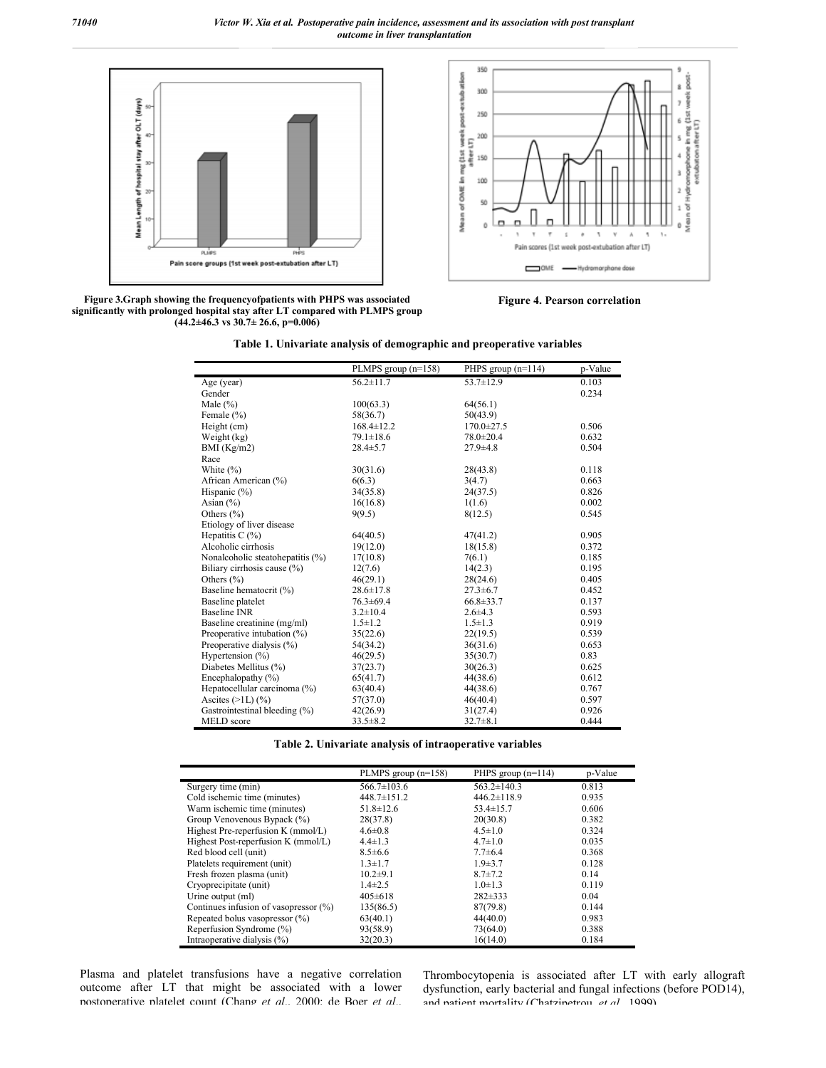Figure 3.Graph showing the frequencyofpatients with PHPS was associated significantly with prolonged hospital stay after LT compared with PLMPS group (44.2±46.3 vs 30.7± 26.6, p=0.006)

Figure 4. Pearson correlation

**Table 1. Univariate analysis of demographic and preoperative variables**

| | PLMPS group (n=158) | PHPS group (n=114) | p-Value |
|---|---|---|---|
| Age (year) | 56.2±11.7 | 53.7±12.9 | 0.103 |
| Gender | | | 0.234 |
| Male (%) | 100(63.3) | 64(56.1) | |
| Female (%) | 58(36.7) | 50(43.9) | |
| Height (cm) | 168.4±12.2 | 170.0±27.5 | 0.506 |
| Weight (kg) | 79.1±18.6 | 78.0±20.4 | 0.632 |
| BMI (Kg/m2) | 28.4±5.7 | 27.9±4.8 | 0.504 |
| Race | | | |
| White (%) | 30(31.6) | 28(43.8) | 0.118 |
| African American (%) | 6(6.3) | 3(4.7) | 0.663 |
| Hispanic (%) | 34(35.8) | 24(37.5) | 0.826 |
| Asian (%) | 16(16.8) | 1(1.6) | 0.002 |
| Others (%) | 9(9.5) | 8(12.5) | 0.545 |
| Etiology of liver disease | | | |
| Hepatitis C (%) | 64(40.5) | 47(41.2) | 0.905 |
| Alcoholic cirrhosis | 19(12.0) | 18(15.8) | 0.372 |
| Nonalcoholic steatohepatitis (%) | 17(10.8) | 7(6.1) | 0.185 |
| Biliary cirrhosis cause (%) | 12(7.6) | 14(2.3) | 0.195 |
| Others (%) | 46(29.1) | 28(24.6) | 0.405 |
| Baseline hematocrit (%) | 28.6±17.8 | 27.3±6.7 | 0.452 |
| Baseline platelet | 76.3±69.4 | 66.8±33.7 | 0.137 |
| Baseline INR | 3.2±10.4 | 2.6±4.3 | 0.593 |
| Baseline creatinine (mg/ml) | 1.5±1.2 | 1.5±1.3 | 0.919 |
| Preoperative intubation (%) | 35(22.6) | 22(19.5) | 0.539 |
| Preoperative dialysis (%) | 54(34.2) | 36(31.6) | 0.653 |
| Hypertension (%) | 46(29.5) | 35(30.7) | 0.83 |
| Diabetes Mellitus (%) | 37(23.7) | 30(26.3) | 0.625 |
| Encephalopathy (%) | 65(41.7) | 44(38.6) | 0.612 |
| Hepatocellular carcinoma (%) | 63(40.4) | 44(38.6) | 0.767 |
| Ascites (>1L) (%) | 57(37.0) | 46(40.4) | 0.597 |
| Gastrointestinal bleeding (%) | 42(26.9) | 31(27.4) | 0.926 |
| MELD score | 33.5±8.2 | 32.7±8.1 | 0.444 |

**Table 2. Univariate analysis of intraoperative variables**

| | PLMPS group (n=158) | PHPS group (n=114) | p-Value |
|---|---|---|---|
| Surgery time (min) | 566.7±103.6 | 563.2±140.3 | 0.813 |
| Cold ischemic time (minutes) | 448.7±151.2 | 446.2±118.9 | 0.935 |
| Warm ischemic time (minutes) | 51.8±12.6 | 53.4±15.7 | 0.606 |
| Group Venovenous Bypack (%) | 28(37.8) | 20(30.8) | 0.382 |
| Highest Pre-reperfusion K (mmol/L) | 4.6±0.8 | 4.5±1.0 | 0.324 |
| Highest Post-reperfusion K (mmol/L) | 4.4±1.3 | 4.7±1.0 | 0.035 |
| Red blood cell (unit) | 8.5±6.6 | 7.7±6.4 | 0.368 |
| Platelets requirement (unit) | 1.3±1.7 | 1.9±3.7 | 0.128 |
| Fresh frozen plasma (unit) | 10.2±9.1 | 8.7±7.2 | 0.14 |
| Cryoprecipitate (unit) | 1.4±2.5 | 1.0±1.3 | 0.119 |
| Urine output (ml) | 405±618 | 282±333 | 0.04 |
| Continues infusion of vasopressor (%) | 135(86.5) | 87(79.8) | 0.144 |
| Repeated bolus vasopressor (%) | 63(40.1) | 44(40.0) | 0.983 |
| Reperfusion Syndrome (%) | 93(58.9) | 73(64.0) | 0.388 |
| Intraoperative dialysis (%) | 32(20.3) | 16(14.0) | 0.184 |

Plasma and platelet transfusions have a negative correlation outcome after LT that might be associated with a lower postoperative platelet count (Chang *et al*., 2000; de Boer *et al*.,

Thrombocytopenia is associated after LT with early allograft dysfunction, early bacterial and fungal infections (before POD14), and patient mortality (Chatzipetrou *et al*., 1999).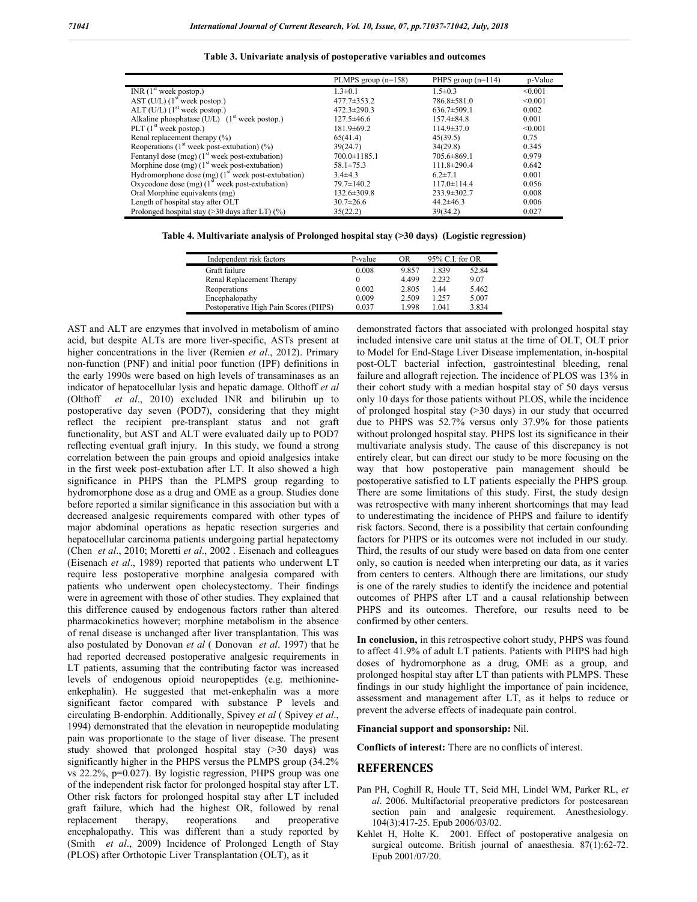**Table 3. Univariate analysis of postoperative variables and outcomes**

| | PLMPS group (n=158) | PHPS group (n=114) | p-Value |
|---|---|---|---|
| INR (1st week postop.) | 1.3±0.1 | 1.5±0.3 | <0.001 |
| AST (U/L) (1st week postop.) | 477.7±353.2 | 786.8±581.0 | <0.001 |
| ALT (U/L) (1st week postop.) | 472.3±290.3 | 636.7±509.1 | 0.002 |
| Alkaline phosphatase (U/L) (1st week postop.) | 127.5±46.6 | 157.4±84.8 | 0.001 |
| PLT (1st week postop.) | 181.9±69.2 | 114.9±37.0 | <0.001 |
| Renal replacement therapy (%) | 65(41.4) | 45(39.5) | 0.75 |
| Reoperations (1st week post-extubation) (%) | 39(24.7) | 34(29.8) | 0.345 |
| Fentanyl dose (mcg) (1st week post-extubation) | 700.0±1185.1 | 705.6±869.1 | 0.979 |
| Morphine dose (mg) (1st week post-extubation) | 58.1±75.3 | 111.8±290.4 | 0.642 |
| Hydromorphone dose (mg) (1st week post-extubation) | 3.4±4.3 | 6.2±7.1 | 0.001 |
| Oxycodone dose (mg) (1st week post-extubation) | 79.7±140.2 | 117.0±114.4 | 0.056 |
| Oral Morphine equivalents (mg) | 132.6±309.8 | 233.9±302.7 | 0.008 |
| Length of hospital stay after OLT | 30.7±26.6 | 44.2±46.3 | 0.006 |
| Prolonged hospital stay (>30 days after LT) (%) | 35(22.2) | 39(34.2) | 0.027 |

**Table 4. Multivariate analysis of Prolonged hospital stay (>30 days) (Logistic regression)**

| Independent risk factors | P-value | OR | 95% C.I. for OR | |
|---|---|---|---|---|
| Graft failure | 0.008 | 9.857 | 1.839 | 52.84 |
| Renal Replacement Therapy | 0 | 4.499 | 2.232 | 9.07 |
| Reoperations | 0.002 | 2.805 | 1.44 | 5.462 |
| Encephalopathy | 0.009 | 2.509 | 1.257 | 5.007 |
| Postoperative High Pain Scores (PHPS) | 0.037 | 1.998 | 1.041 | 3.834 |

AST and ALT are enzymes that involved in metabolism of amino acid, but despite ALTs are more liver-specific, ASTs present at higher concentrations in the liver (Remien *et al*., 2012). Primary non-function (PNF) and initial poor function (IPF) definitions in the early 1990s were based on high levels of transaminases as an indicator of hepatocellular lysis and hepatic damage. Olthoff *et al* (Olthoff *et al*., 2010) excluded INR and bilirubin up to postoperative day seven (POD7), considering that they might reflect the recipient pre-transplant status and not graft functionality, but AST and ALT were evaluated daily up to POD7 reflecting eventual graft injury. In this study, we found a strong correlation between the pain groups and opioid analgesics intake in the first week post-extubation after LT. It also showed a high significance in PHPS than the PLMPS group regarding to hydromorphone dose as a drug and OME as a group. Studies done before reported a similar significance in this association but with a decreased analgesic requirements compared with other types of major abdominal operations as hepatic resection surgeries and hepatocellular carcinoma patients undergoing partial hepatectomy (Chen *et al*., 2010; Moretti *et al*., 2002 . Eisenach and colleagues (Eisenach *et al*., 1989) reported that patients who underwent LT require less postoperative morphine analgesia compared with patients who underwent open cholecystectomy. Their findings were in agreement with those of other studies. They explained that this difference caused by endogenous factors rather than altered pharmacokinetics however; morphine metabolism in the absence of renal disease is unchanged after liver transplantation. This was also postulated by Donovan *et al* ( Donovan *et al*. 1997) that he had reported decreased postoperative analgesic requirements in LT patients, assuming that the contributing factor was increased levels of endogenous opioid neuropeptides (e.g. methionine-enkephalin). He suggested that met-enkephalin was a more significant factor compared with substance P levels and circulating B-endorphin. Additionally, Spivey *et al* ( Spivey *et al*., 1994) demonstrated that the elevation in neuropeptide modulating pain was proportionate to the stage of liver disease. The present study showed that prolonged hospital stay (>30 days) was significantly higher in the PHPS versus the PLMPS group (34.2% vs 22.2%, p=0.027). By logistic regression, PHPS group was one of the independent risk factor for prolonged hospital stay after LT. Other risk factors for prolonged hospital stay after LT included graft failure, which had the highest OR, followed by renal replacement therapy, reoperations and preoperative encephalopathy. This was different than a study reported by (Smith *et al*., 2009) Incidence of Prolonged Length of Stay (PLOS) after Orthotopic Liver Transplantation (OLT), as it demonstrated factors that associated with prolonged hospital stay included intensive care unit status at the time of OLT, OLT prior to Model for End-Stage Liver Disease implementation, in-hospital post-OLT bacterial infection, gastrointestinal bleeding, renal failure and allograft rejection. The incidence of PLOS was 13% in their cohort study with a median hospital stay of 50 days versus only 10 days for those patients without PLOS, while the incidence of prolonged hospital stay (>30 days) in our study that occurred due to PHPS was 52.7% versus only 37.9% for those patients without prolonged hospital stay. PHPS lost its significance in their multivariate analysis study. The cause of this discrepancy is not entirely clear, but can direct our study to be more focusing on the way that how postoperative pain management should be postoperative satisfied to LT patients especially the PHPS group. There are some limitations of this study. First, the study design was retrospective with many inherent shortcomings that may lead to underestimating the incidence of PHPS and failure to identify risk factors. Second, there is a possibility that certain confounding factors for PHPS or its outcomes were not included in our study. Third, the results of our study were based on data from one center only, so caution is needed when interpreting our data, as it varies from centers to centers. Although there are limitations, our study is one of the rarely studies to identify the incidence and potential outcomes of PHPS after LT and a causal relationship between PHPS and its outcomes. Therefore, our results need to be confirmed by other centers.

**In conclusion,** in this retrospective cohort study, PHPS was found to affect 41.9% of adult LT patients. Patients with PHPS had high doses of hydromorphone as a drug, OME as a group, and prolonged hospital stay after LT than patients with PLMPS. These findings in our study highlight the importance of pain incidence, assessment and management after LT, as it helps to reduce or prevent the adverse effects of inadequate pain control.

**Financial support and sponsorship:** Nil.

**Conflicts of interest:** There are no conflicts of interest.

## REFERENCES

Pan PH, Coghill R, Houle TT, Seid MH, Lindel WM, Parker RL, *et al*. 2006. Multifactorial preoperative predictors for postcesarean section pain and analgesic requirement. Anesthesiology. 104(3):417-25. Epub 2006/03/02.

Kehlet H, Holte K. 2001. Effect of postoperative analgesia on surgical outcome. British journal of anaesthesia. 87(1):62-72. Epub 2001/07/20.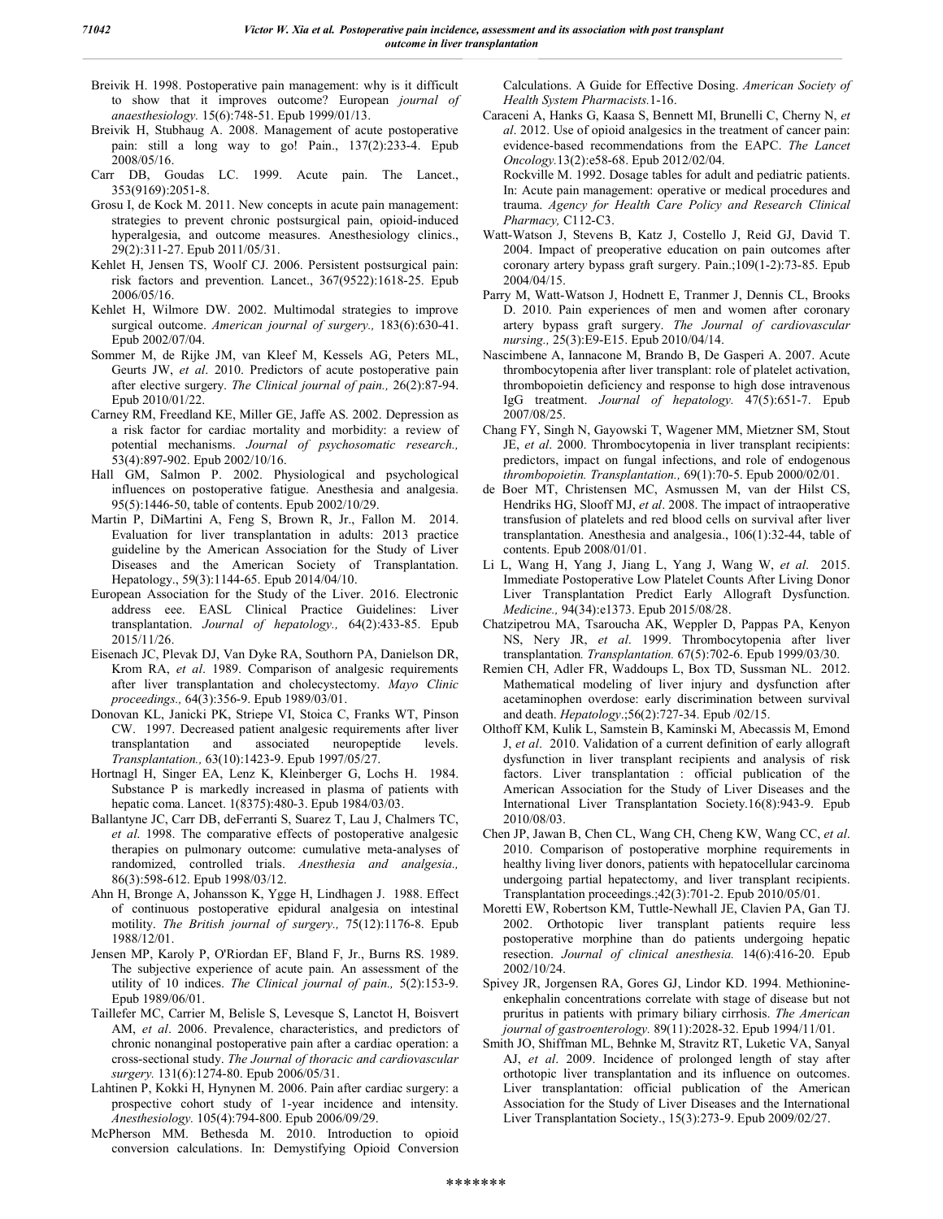Breivik H. 1998. Postoperative pain management: why is it difficult to show that it improves outcome? European *journal of anaesthesiology.* 15(6):748-51. Epub 1999/01/13.

Breivik H, Stubhaug A. 2008. Management of acute postoperative pain: still a long way to go! Pain., 137(2):233-4. Epub 2008/05/16.

Carr DB, Goudas LC. 1999. Acute pain. The Lancet., 353(9169):2051-8.

Grosu I, de Kock M. 2011. New concepts in acute pain management: strategies to prevent chronic postsurgical pain, opioid-induced hyperalgesia, and outcome measures. Anesthesiology clinics., 29(2):311-27. Epub 2011/05/31.

Kehlet H, Jensen TS, Woolf CJ. 2006. Persistent postsurgical pain: risk factors and prevention. Lancet., 367(9522):1618-25. Epub 2006/05/16.

Kehlet H, Wilmore DW. 2002. Multimodal strategies to improve surgical outcome. *American journal of surgery.,* 183(6):630-41. Epub 2002/07/04.

Sommer M, de Rijke JM, van Kleef M, Kessels AG, Peters ML, Geurts JW, *et al*. 2010. Predictors of acute postoperative pain after elective surgery. *The Clinical journal of pain.,* 26(2):87-94. Epub 2010/01/22.

Carney RM, Freedland KE, Miller GE, Jaffe AS. 2002. Depression as a risk factor for cardiac mortality and morbidity: a review of potential mechanisms. *Journal of psychosomatic research.,* 53(4):897-902. Epub 2002/10/16.

Hall GM, Salmon P. 2002. Physiological and psychological influences on postoperative fatigue. Anesthesia and analgesia. 95(5):1446-50, table of contents. Epub 2002/10/29.

Martin P, DiMartini A, Feng S, Brown R, Jr., Fallon M. 2014. Evaluation for liver transplantation in adults: 2013 practice guideline by the American Association for the Study of Liver Diseases and the American Society of Transplantation. Hepatology., 59(3):1144-65. Epub 2014/04/10.

European Association for the Study of the Liver. 2016. Electronic address eee. EASL Clinical Practice Guidelines: Liver transplantation. *Journal of hepatology.,* 64(2):433-85. Epub 2015/11/26.

Eisenach JC, Plevak DJ, Van Dyke RA, Southorn PA, Danielson DR, Krom RA, *et al*. 1989. Comparison of analgesic requirements after liver transplantation and cholecystectomy. *Mayo Clinic proceedings.,* 64(3):356-9. Epub 1989/03/01.

Donovan KL, Janicki PK, Striepe VI, Stoica C, Franks WT, Pinson CW. 1997. Decreased patient analgesic requirements after liver transplantation and associated neuropeptide levels. *Transplantation.,* 63(10):1423-9. Epub 1997/05/27.

Hortnagl H, Singer EA, Lenz K, Kleinberger G, Lochs H. 1984. Substance P is markedly increased in plasma of patients with hepatic coma. Lancet. 1(8375):480-3. Epub 1984/03/03.

Ballantyne JC, Carr DB, deFerranti S, Suarez T, Lau J, Chalmers TC, *et al.* 1998. The comparative effects of postoperative analgesic therapies on pulmonary outcome: cumulative meta-analyses of randomized, controlled trials. *Anesthesia and analgesia.,* 86(3):598-612. Epub 1998/03/12.

Ahn H, Bronge A, Johansson K, Ygge H, Lindhagen J. 1988. Effect of continuous postoperative epidural analgesia on intestinal motility. *The British journal of surgery.,* 75(12):1176-8. Epub 1988/12/01.

Jensen MP, Karoly P, O'Riordan EF, Bland F, Jr., Burns RS. 1989. The subjective experience of acute pain. An assessment of the utility of 10 indices. *The Clinical journal of pain.,* 5(2):153-9. Epub 1989/06/01.

Taillefer MC, Carrier M, Belisle S, Levesque S, Lanctot H, Boisvert AM, *et al*. 2006. Prevalence, characteristics, and predictors of chronic nonanginal postoperative pain after a cardiac operation: a cross-sectional study. *The Journal of thoracic and cardiovascular surgery.* 131(6):1274-80. Epub 2006/05/31.

Lahtinen P, Kokki H, Hynynen M. 2006. Pain after cardiac surgery: a prospective cohort study of 1-year incidence and intensity. *Anesthesiology.* 105(4):794-800. Epub 2006/09/29.

McPherson MM. Bethesda M. 2010. Introduction to opioid conversion calculations. In: Demystifying Opioid Conversion Calculations. A Guide for Effective Dosing. *American Society of Health System Pharmacists.*1-16.

Caraceni A, Hanks G, Kaasa S, Bennett MI, Brunelli C, Cherny N, *et al*. 2012. Use of opioid analgesics in the treatment of cancer pain: evidence-based recommendations from the EAPC. *The Lancet Oncology.*13(2):e58-68. Epub 2012/02/04.

Rockville M. 1992. Dosage tables for adult and pediatric patients. In: Acute pain management: operative or medical procedures and trauma. *Agency for Health Care Policy and Research Clinical Pharmacy,* C112-C3.

Watt-Watson J, Stevens B, Katz J, Costello J, Reid GJ, David T. 2004. Impact of preoperative education on pain outcomes after coronary artery bypass graft surgery. Pain.;109(1-2):73-85. Epub 2004/04/15.

Parry M, Watt-Watson J, Hodnett E, Tranmer J, Dennis CL, Brooks D. 2010. Pain experiences of men and women after coronary artery bypass graft surgery. *The Journal of cardiovascular nursing.,* 25(3):E9-E15. Epub 2010/04/14.

Nascimbene A, Iannacone M, Brando B, De Gasperi A. 2007. Acute thrombocytopenia after liver transplant: role of platelet activation, thrombopoietin deficiency and response to high dose intravenous IgG treatment. *Journal of hepatology.* 47(5):651-7. Epub 2007/08/25.

Chang FY, Singh N, Gayowski T, Wagener MM, Mietzner SM, Stout JE, *et al*. 2000. Thrombocytopenia in liver transplant recipients: predictors, impact on fungal infections, and role of endogenous *thrombopoietin. Transplantation.,* 69(1):70-5. Epub 2000/02/01.

de Boer MT, Christensen MC, Asmussen M, van der Hilst CS, Hendriks HG, Slooff MJ, *et al*. 2008. The impact of intraoperative transfusion of platelets and red blood cells on survival after liver transplantation. Anesthesia and analgesia., 106(1):32-44, table of contents. Epub 2008/01/01.

Li L, Wang H, Yang J, Jiang L, Yang J, Wang W, *et al*. 2015. Immediate Postoperative Low Platelet Counts After Living Donor Liver Transplantation Predict Early Allograft Dysfunction. *Medicine.,* 94(34):e1373. Epub 2015/08/28.

Chatzipetrou MA, Tsaroucha AK, Weppler D, Pappas PA, Kenyon NS, Nery JR, *et al*. 1999. Thrombocytopenia after liver transplantation*. Transplantation.* 67(5):702-6. Epub 1999/03/30.

Remien CH, Adler FR, Waddoups L, Box TD, Sussman NL. 2012. Mathematical modeling of liver injury and dysfunction after acetaminophen overdose: early discrimination between survival and death. *Hepatology*.;56(2):727-34. Epub /02/15.

Olthoff KM, Kulik L, Samstein B, Kaminski M, Abecassis M, Emond J, *et al*. 2010. Validation of a current definition of early allograft dysfunction in liver transplant recipients and analysis of risk factors. Liver transplantation : official publication of the American Association for the Study of Liver Diseases and the International Liver Transplantation Society.16(8):943-9. Epub 2010/08/03.

Chen JP, Jawan B, Chen CL, Wang CH, Cheng KW, Wang CC, *et al*. 2010. Comparison of postoperative morphine requirements in healthy living liver donors, patients with hepatocellular carcinoma undergoing partial hepatectomy, and liver transplant recipients. Transplantation proceedings.;42(3):701-2. Epub 2010/05/01.

Moretti EW, Robertson KM, Tuttle-Newhall JE, Clavien PA, Gan TJ. 2002. Orthotopic liver transplant patients require less postoperative morphine than do patients undergoing hepatic resection. *Journal of clinical anesthesia.* 14(6):416-20. Epub 2002/10/24.

Spivey JR, Jorgensen RA, Gores GJ, Lindor KD. 1994. Methionine-enkephalin concentrations correlate with stage of disease but not pruritus in patients with primary biliary cirrhosis. *The American journal of gastroenterology.* 89(11):2028-32. Epub 1994/11/01.

Smith JO, Shiffman ML, Behnke M, Stravitz RT, Luketic VA, Sanyal AJ, *et al*. 2009. Incidence of prolonged length of stay after orthotopic liver transplantation and its influence on outcomes. Liver transplantation: official publication of the American Association for the Study of Liver Diseases and the International Liver Transplantation Society., 15(3):273-9. Epub 2009/02/27.

\*\*\*\*\*\*\*